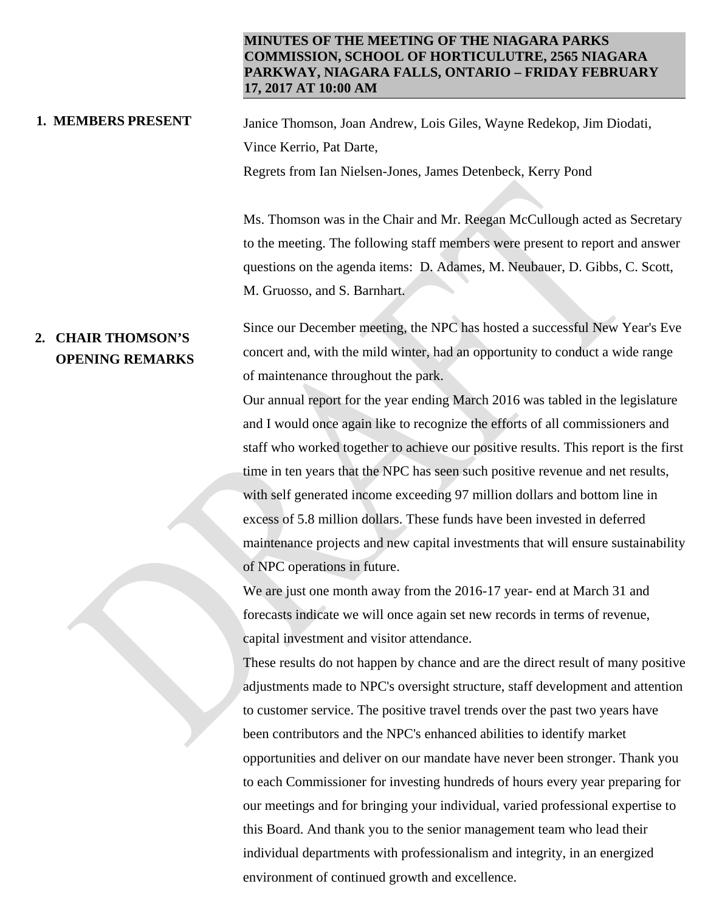**MINUTES OF THE MEETING OF THE NIAGARA PARKS COMMISSION, SCHOOL OF HORTICULUTRE, 2565 NIAGARA PARKWAY, NIAGARA FALLS, ONTARIO – FRIDAY FEBRUARY 17, 2017 AT 10:00 AM**

## 1. MEMBERS PRESENT

Janice Thomson, Joan Andrew, Lois Giles, Wayne Redekop, Jim Diodati, Vince Kerrio, Pat Darte,

Regrets from Ian Nielsen-Jones, James Detenbeck, Kerry Pond

Ms. Thomson was in the Chair and Mr. Reegan McCullough acted as Secretary to the meeting. The following staff members were present to report and answer questions on the agenda items: D. Adames, M. Neubauer, D. Gibbs, C. Scott, M. Gruosso, and S. Barnhart.

## 2. CHAIR THOMSON'S OPENING REMARKS

Since our December meeting, the NPC has hosted a successful New Year's Eve concert and, with the mild winter, had an opportunity to conduct a wide range of maintenance throughout the park.

Our annual report for the year ending March 2016 was tabled in the legislature and I would once again like to recognize the efforts of all commissioners and staff who worked together to achieve our positive results. This report is the first time in ten years that the NPC has seen such positive revenue and net results, with self generated income exceeding 97 million dollars and bottom line in excess of 5.8 million dollars. These funds have been invested in deferred maintenance projects and new capital investments that will ensure sustainability of NPC operations in future.

We are just one month away from the 2016-17 year- end at March 31 and forecasts indicate we will once again set new records in terms of revenue, capital investment and visitor attendance.

These results do not happen by chance and are the direct result of many positive adjustments made to NPC's oversight structure, staff development and attention to customer service. The positive travel trends over the past two years have been contributors and the NPC's enhanced abilities to identify market opportunities and deliver on our mandate have never been stronger. Thank you to each Commissioner for investing hundreds of hours every year preparing for our meetings and for bringing your individual, varied professional expertise to this Board. And thank you to the senior management team who lead their individual departments with professionalism and integrity, in an energized environment of continued growth and excellence.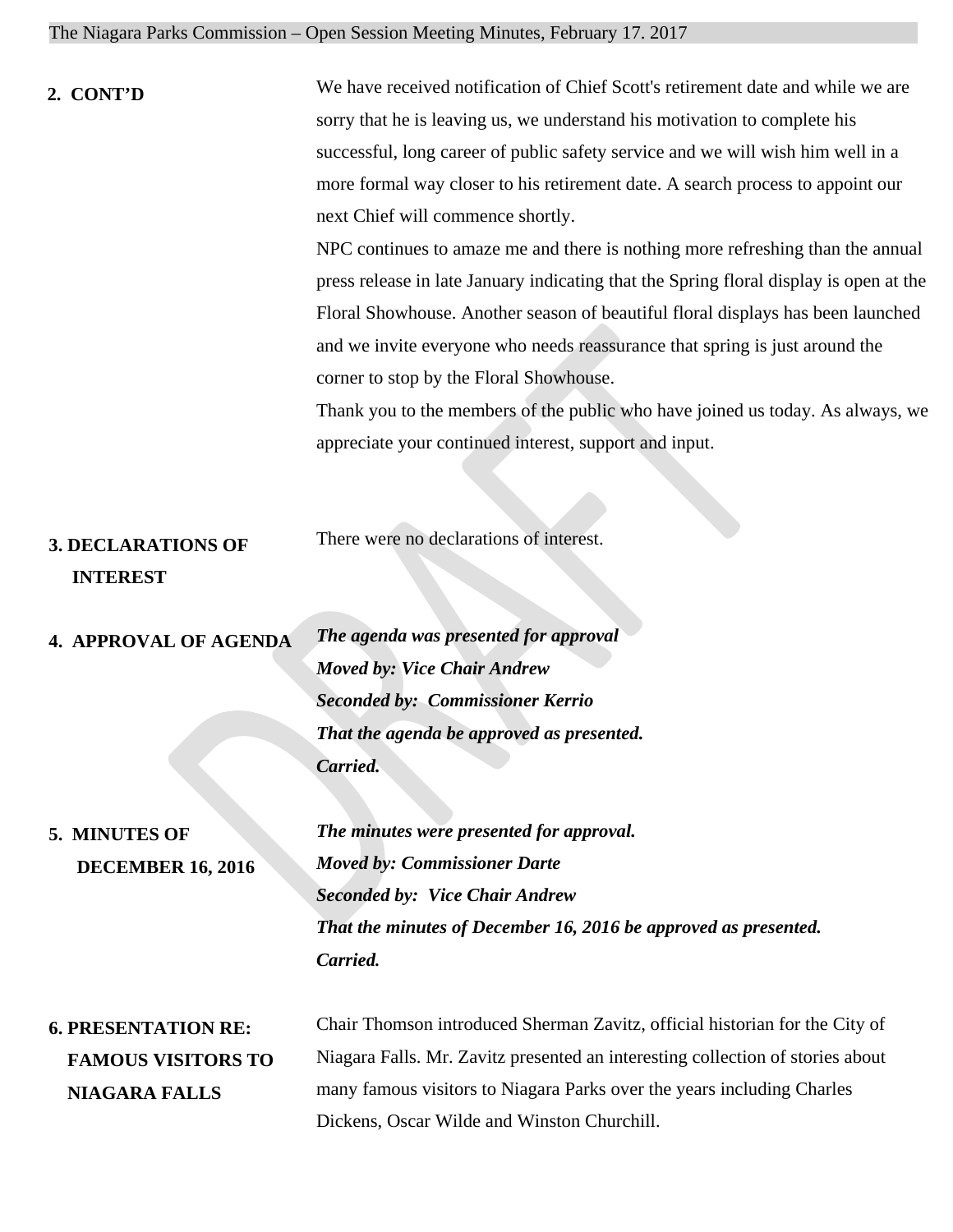**2. CONT'D**

We have received notification of Chief Scott's retirement date and while we are sorry that he is leaving us, we understand his motivation to complete his successful, long career of public safety service and we will wish him well in a more formal way closer to his retirement date. A search process to appoint our next Chief will commence shortly.

NPC continues to amaze me and there is nothing more refreshing than the annual press release in late January indicating that the Spring floral display is open at the Floral Showhouse. Another season of beautiful floral displays has been launched and we invite everyone who needs reassurance that spring is just around the corner to stop by the Floral Showhouse.

Thank you to the members of the public who have joined us today. As always, we appreciate your continued interest, support and input.

**3. DECLARATIONS OF INTEREST**

There were no declarations of interest.

**4. APPROVAL OF AGENDA**

***The agenda was presented for approval***
***Moved by: Vice Chair Andrew***
***Seconded by: Commissioner Kerrio***
***That the agenda be approved as presented.***
***Carried.***

**5. MINUTES OF DECEMBER 16, 2016**

***The minutes were presented for approval.***
***Moved by: Commissioner Darte***
***Seconded by: Vice Chair Andrew***
***That the minutes of December 16, 2016 be approved as presented.***
***Carried.***

**6. PRESENTATION RE: FAMOUS VISITORS TO NIAGARA FALLS**

Chair Thomson introduced Sherman Zavitz, official historian for the City of Niagara Falls. Mr. Zavitz presented an interesting collection of stories about many famous visitors to Niagara Parks over the years including Charles Dickens, Oscar Wilde and Winston Churchill.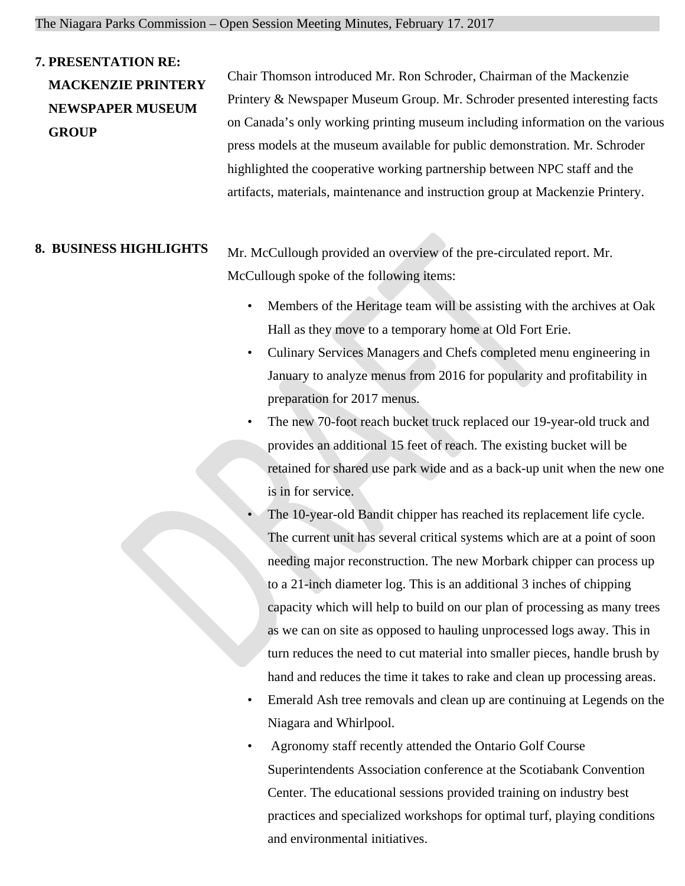**7. PRESENTATION RE: MACKENZIE PRINTERY NEWSPAPER MUSEUM GROUP**

Chair Thomson introduced Mr. Ron Schroder, Chairman of the Mackenzie Printery & Newspaper Museum Group. Mr. Schroder presented interesting facts on Canada's only working printing museum including information on the various press models at the museum available for public demonstration. Mr. Schroder highlighted the cooperative working partnership between NPC staff and the artifacts, materials, maintenance and instruction group at Mackenzie Printery.

**8. BUSINESS HIGHLIGHTS**

Mr. McCullough provided an overview of the pre-circulated report. Mr. McCullough spoke of the following items:

- Members of the Heritage team will be assisting with the archives at Oak Hall as they move to a temporary home at Old Fort Erie.
- Culinary Services Managers and Chefs completed menu engineering in January to analyze menus from 2016 for popularity and profitability in preparation for 2017 menus.
- The new 70-foot reach bucket truck replaced our 19-year-old truck and provides an additional 15 feet of reach. The existing bucket will be retained for shared use park wide and as a back-up unit when the new one is in for service.
- The 10-year-old Bandit chipper has reached its replacement life cycle. The current unit has several critical systems which are at a point of soon needing major reconstruction. The new Morbark chipper can process up to a 21-inch diameter log. This is an additional 3 inches of chipping capacity which will help to build on our plan of processing as many trees as we can on site as opposed to hauling unprocessed logs away. This in turn reduces the need to cut material into smaller pieces, handle brush by hand and reduces the time it takes to rake and clean up processing areas.
- Emerald Ash tree removals and clean up are continuing at Legends on the Niagara and Whirlpool.
- Agronomy staff recently attended the Ontario Golf Course Superintendents Association conference at the Scotiabank Convention Center. The educational sessions provided training on industry best practices and specialized workshops for optimal turf, playing conditions and environmental initiatives.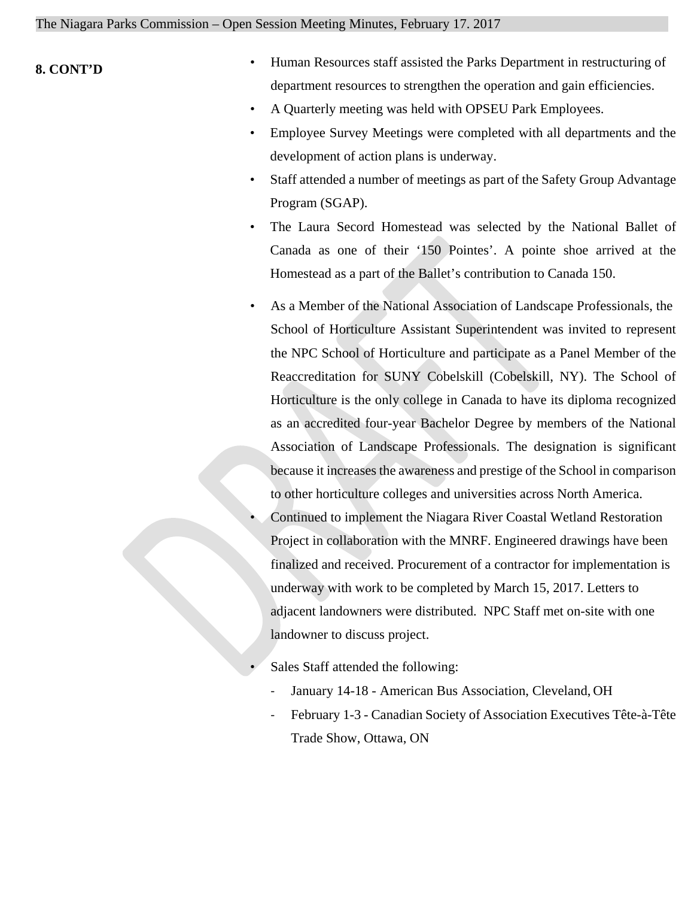**8. CONT'D**

- Human Resources staff assisted the Parks Department in restructuring of department resources to strengthen the operation and gain efficiencies.
- A Quarterly meeting was held with OPSEU Park Employees.
- Employee Survey Meetings were completed with all departments and the development of action plans is underway.
- Staff attended a number of meetings as part of the Safety Group Advantage Program (SGAP).
- The Laura Secord Homestead was selected by the National Ballet of Canada as one of their '150 Pointes'. A pointe shoe arrived at the Homestead as a part of the Ballet's contribution to Canada 150.
- As a Member of the National Association of Landscape Professionals, the School of Horticulture Assistant Superintendent was invited to represent the NPC School of Horticulture and participate as a Panel Member of the Reaccreditation for SUNY Cobelskill (Cobelskill, NY). The School of Horticulture is the only college in Canada to have its diploma recognized as an accredited four-year Bachelor Degree by members of the National Association of Landscape Professionals. The designation is significant because it increases the awareness and prestige of the School in comparison to other horticulture colleges and universities across North America.
- Continued to implement the Niagara River Coastal Wetland Restoration Project in collaboration with the MNRF. Engineered drawings have been finalized and received. Procurement of a contractor for implementation is underway with work to be completed by March 15, 2017. Letters to adjacent landowners were distributed. NPC Staff met on-site with one landowner to discuss project.
- Sales Staff attended the following:
  - January 14-18 - American Bus Association, Cleveland, OH
  - February 1-3 - Canadian Society of Association Executives Tête-à-Tête Trade Show, Ottawa, ON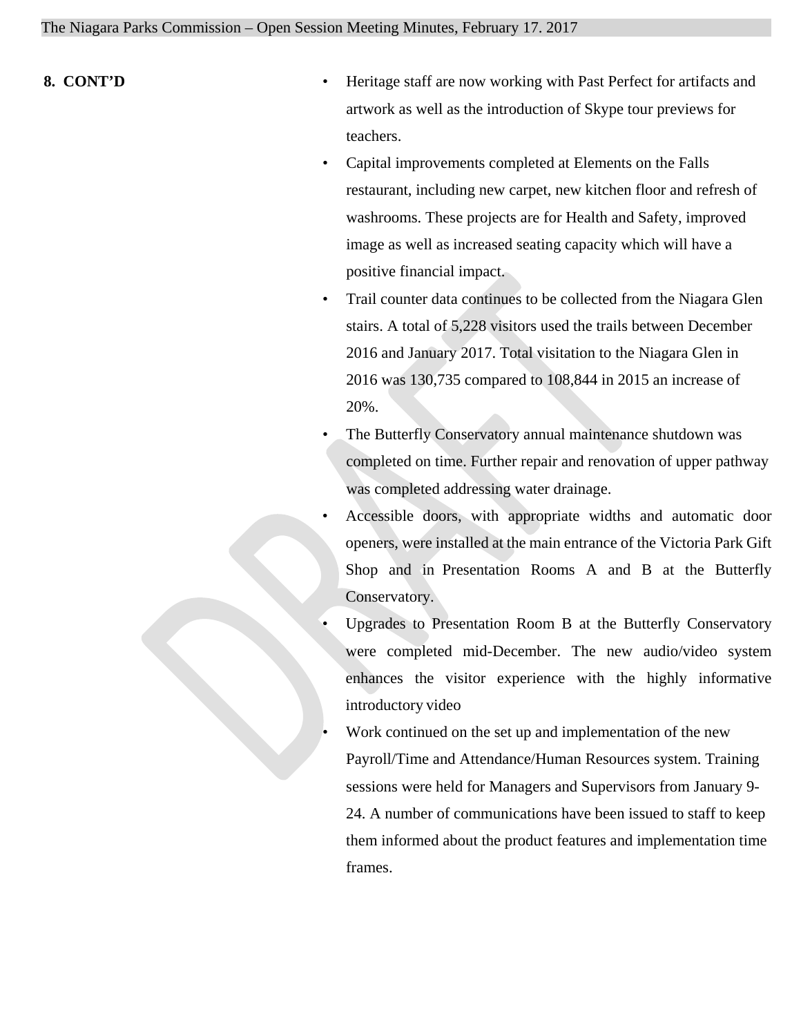**8. CONT'D**

- Heritage staff are now working with Past Perfect for artifacts and artwork as well as the introduction of Skype tour previews for teachers.
- Capital improvements completed at Elements on the Falls restaurant, including new carpet, new kitchen floor and refresh of washrooms. These projects are for Health and Safety, improved image as well as increased seating capacity which will have a positive financial impact.
- Trail counter data continues to be collected from the Niagara Glen stairs. A total of 5,228 visitors used the trails between December 2016 and January 2017. Total visitation to the Niagara Glen in 2016 was 130,735 compared to 108,844 in 2015 an increase of 20%.
- The Butterfly Conservatory annual maintenance shutdown was completed on time. Further repair and renovation of upper pathway was completed addressing water drainage.
- Accessible doors, with appropriate widths and automatic door openers, were installed at the main entrance of the Victoria Park Gift Shop and in Presentation Rooms A and B at the Butterfly Conservatory.
- Upgrades to Presentation Room B at the Butterfly Conservatory were completed mid-December. The new audio/video system enhances the visitor experience with the highly informative introductory video
- Work continued on the set up and implementation of the new Payroll/Time and Attendance/Human Resources system. Training sessions were held for Managers and Supervisors from January 9-24. A number of communications have been issued to staff to keep them informed about the product features and implementation time frames.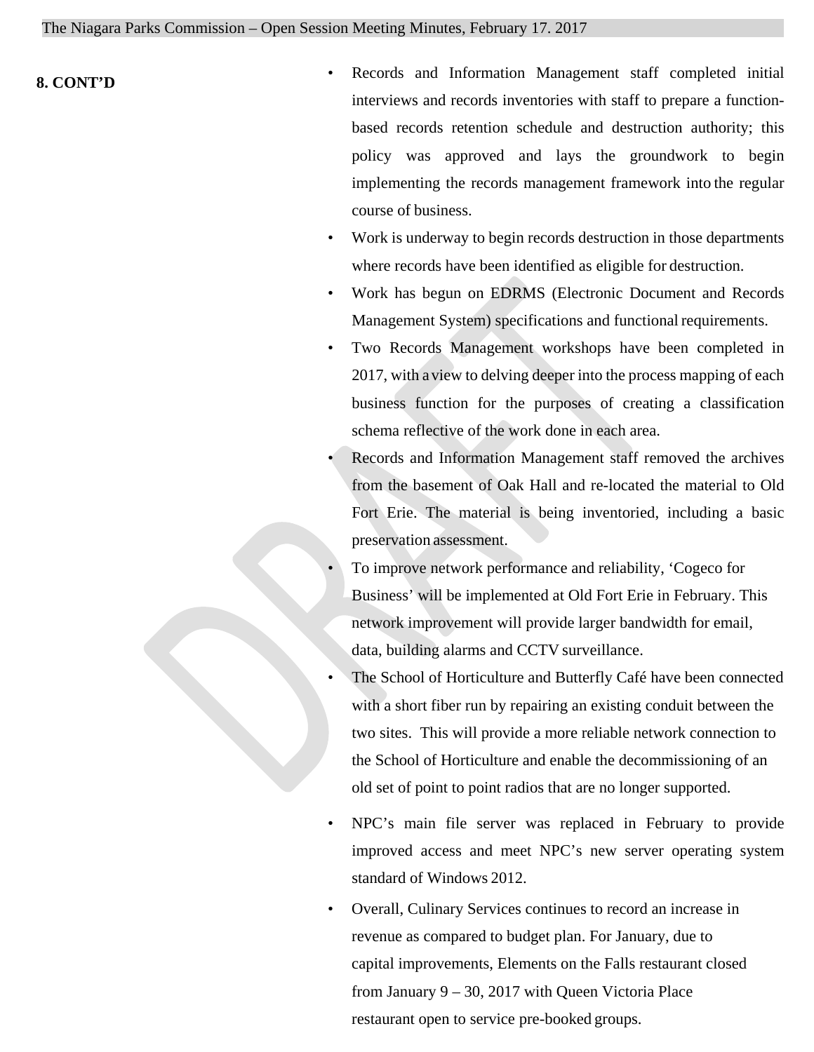**8. CONT'D**

- Records and Information Management staff completed initial interviews and records inventories with staff to prepare a function-based records retention schedule and destruction authority; this policy was approved and lays the groundwork to begin implementing the records management framework into the regular course of business.
- Work is underway to begin records destruction in those departments where records have been identified as eligible for destruction.
- Work has begun on EDRMS (Electronic Document and Records Management System) specifications and functional requirements.
- Two Records Management workshops have been completed in 2017, with a view to delving deeper into the process mapping of each business function for the purposes of creating a classification schema reflective of the work done in each area.
- Records and Information Management staff removed the archives from the basement of Oak Hall and re-located the material to Old Fort Erie. The material is being inventoried, including a basic preservation assessment.
- To improve network performance and reliability, 'Cogeco for Business' will be implemented at Old Fort Erie in February. This network improvement will provide larger bandwidth for email, data, building alarms and CCTV surveillance.
- The School of Horticulture and Butterfly Café have been connected with a short fiber run by repairing an existing conduit between the two sites. This will provide a more reliable network connection to the School of Horticulture and enable the decommissioning of an old set of point to point radios that are no longer supported.
- NPC's main file server was replaced in February to provide improved access and meet NPC's new server operating system standard of Windows 2012.
- Overall, Culinary Services continues to record an increase in revenue as compared to budget plan. For January, due to capital improvements, Elements on the Falls restaurant closed from January 9 – 30, 2017 with Queen Victoria Place restaurant open to service pre-booked groups.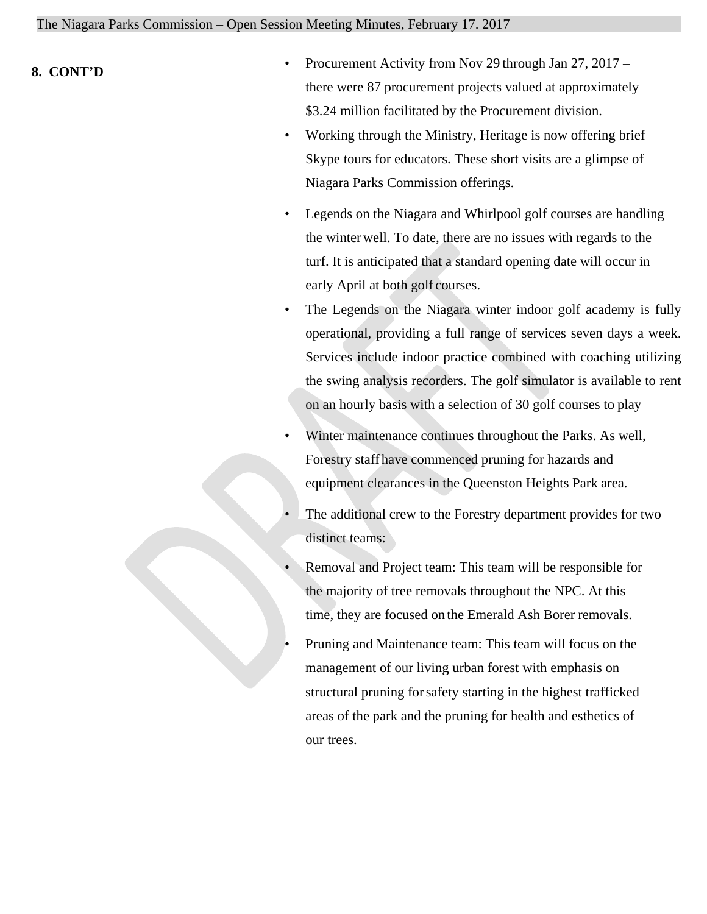**8. CONT'D**

- Procurement Activity from Nov 29 through Jan 27, 2017 – there were 87 procurement projects valued at approximately $3.24 million facilitated by the Procurement division.
- Working through the Ministry, Heritage is now offering brief Skype tours for educators. These short visits are a glimpse of Niagara Parks Commission offerings.
- Legends on the Niagara and Whirlpool golf courses are handling the winter well. To date, there are no issues with regards to the turf. It is anticipated that a standard opening date will occur in early April at both golf courses.
- The Legends on the Niagara winter indoor golf academy is fully operational, providing a full range of services seven days a week. Services include indoor practice combined with coaching utilizing the swing analysis recorders. The golf simulator is available to rent on an hourly basis with a selection of 30 golf courses to play
- Winter maintenance continues throughout the Parks. As well, Forestry staff have commenced pruning for hazards and equipment clearances in the Queenston Heights Park area.
- The additional crew to the Forestry department provides for two distinct teams:
- Removal and Project team: This team will be responsible for the majority of tree removals throughout the NPC. At this time, they are focused on the Emerald Ash Borer removals.
- Pruning and Maintenance team: This team will focus on the management of our living urban forest with emphasis on structural pruning for safety starting in the highest trafficked areas of the park and the pruning for health and esthetics of our trees.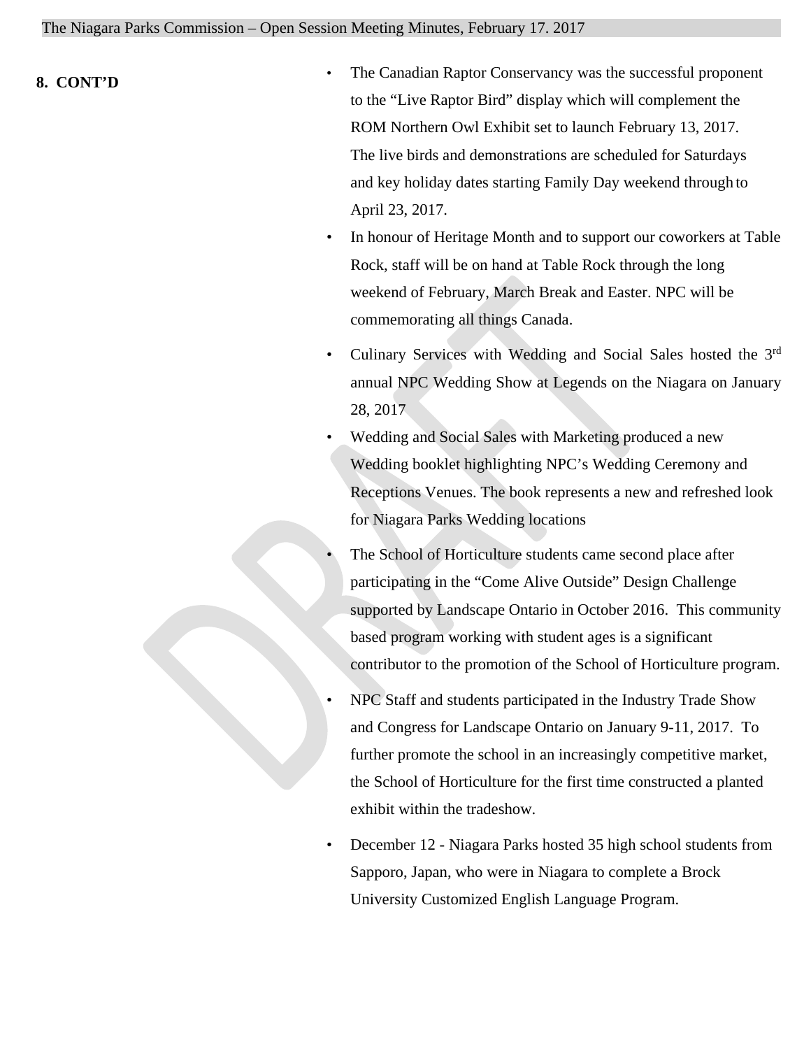**8. CONT'D**

- The Canadian Raptor Conservancy was the successful proponent to the "Live Raptor Bird" display which will complement the ROM Northern Owl Exhibit set to launch February 13, 2017. The live birds and demonstrations are scheduled for Saturdays and key holiday dates starting Family Day weekend through to April 23, 2017.
- In honour of Heritage Month and to support our coworkers at Table Rock, staff will be on hand at Table Rock through the long weekend of February, March Break and Easter. NPC will be commemorating all things Canada.
- Culinary Services with Wedding and Social Sales hosted the 3rd annual NPC Wedding Show at Legends on the Niagara on January 28, 2017
- Wedding and Social Sales with Marketing produced a new Wedding booklet highlighting NPC's Wedding Ceremony and Receptions Venues. The book represents a new and refreshed look for Niagara Parks Wedding locations
- The School of Horticulture students came second place after participating in the "Come Alive Outside" Design Challenge supported by Landscape Ontario in October 2016. This community based program working with student ages is a significant contributor to the promotion of the School of Horticulture program.
- NPC Staff and students participated in the Industry Trade Show and Congress for Landscape Ontario on January 9-11, 2017. To further promote the school in an increasingly competitive market, the School of Horticulture for the first time constructed a planted exhibit within the tradeshow.
- December 12 - Niagara Parks hosted 35 high school students from Sapporo, Japan, who were in Niagara to complete a Brock University Customized English Language Program.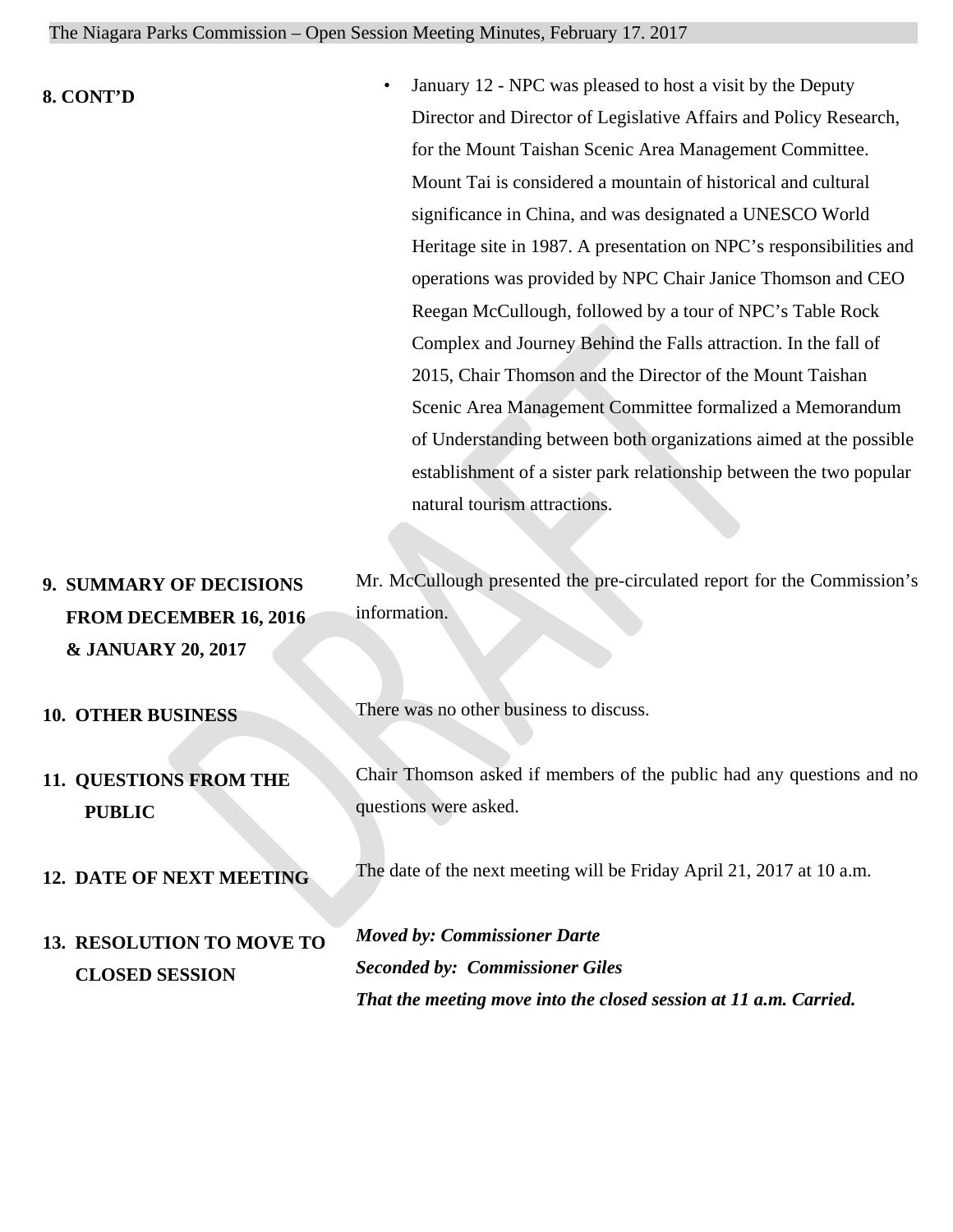**8. CONT'D**

- January 12 - NPC was pleased to host a visit by the Deputy Director and Director of Legislative Affairs and Policy Research, for the Mount Taishan Scenic Area Management Committee. Mount Tai is considered a mountain of historical and cultural significance in China, and was designated a UNESCO World Heritage site in 1987. A presentation on NPC's responsibilities and operations was provided by NPC Chair Janice Thomson and CEO Reegan McCullough, followed by a tour of NPC's Table Rock Complex and Journey Behind the Falls attraction. In the fall of 2015, Chair Thomson and the Director of the Mount Taishan Scenic Area Management Committee formalized a Memorandum of Understanding between both organizations aimed at the possible establishment of a sister park relationship between the two popular natural tourism attractions.

**9. SUMMARY OF DECISIONS FROM DECEMBER 16, 2016 & JANUARY 20, 2017**

Mr. McCullough presented the pre-circulated report for the Commission's information.

**10. OTHER BUSINESS**

There was no other business to discuss.

**11. QUESTIONS FROM THE PUBLIC**

Chair Thomson asked if members of the public had any questions and no questions were asked.

**12. DATE OF NEXT MEETING**

The date of the next meeting will be Friday April 21, 2017 at 10 a.m.

**13. RESOLUTION TO MOVE TO CLOSED SESSION**

***Moved by: Commissioner Darte***
***Seconded by: Commissioner Giles***
***That the meeting move into the closed session at 11 a.m. Carried.***